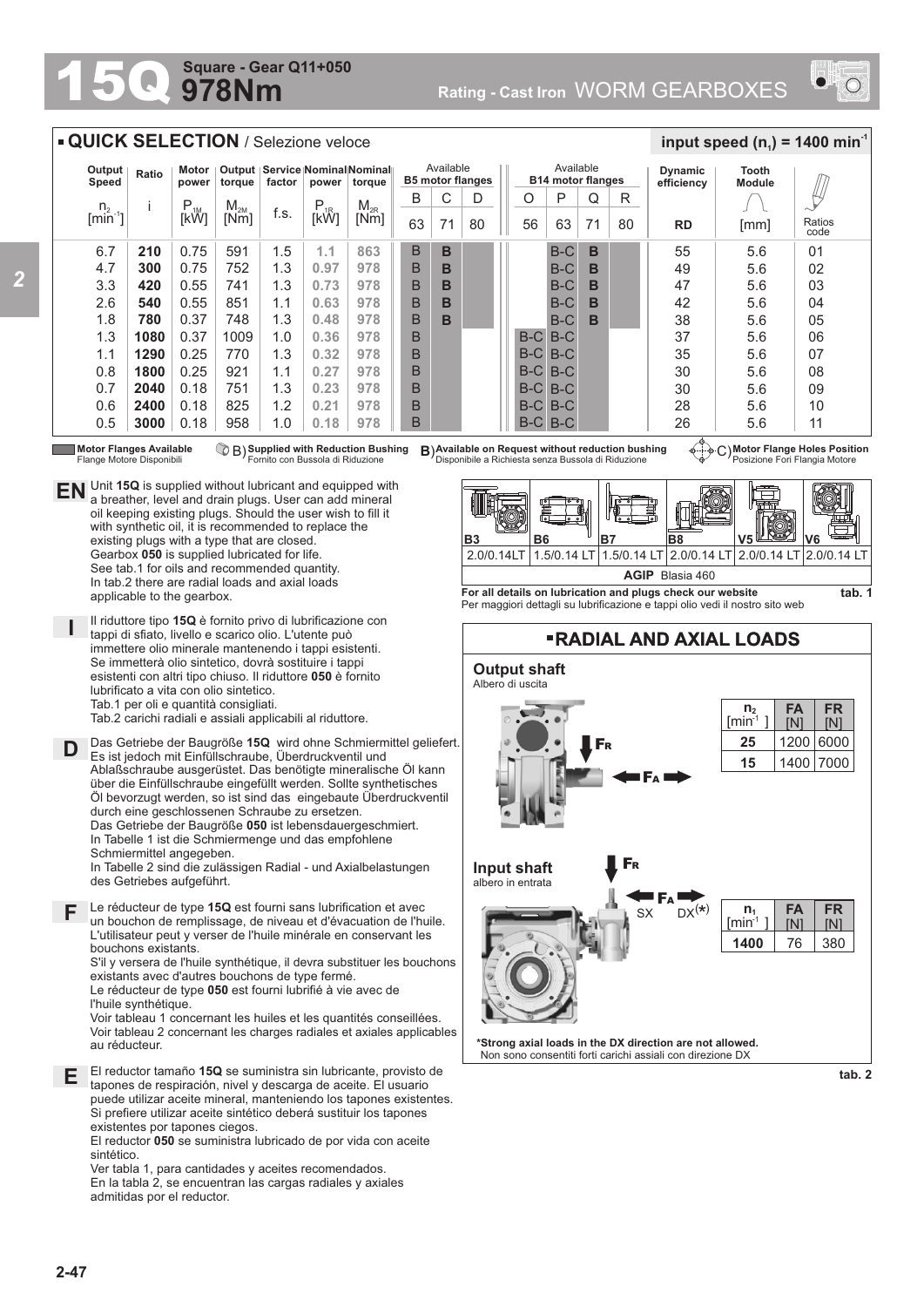# 15Q 978Nm

**Square - Gear Q11+050**

**Rating - Cast Iron** WORM GEARBOXES

## QUICK SELECTION / Selezione veloce

**input speed ($n_1$) = 1400 min$^{-1}$**

| Output Speed $n_2$ [min$^{-1}$] | Ratio i | Motor power $P_{1M}$ [kW] | Output torque $M_{2M}$ [Nm] | Service factor f.s. | Nominal power $P_{1R}$ [kW] | Nominal torque $M_{2R}$ [Nm] | B5 motor flanges B 63 | C 71 | D 80 | B14 motor flanges O 56 | P 63 | Q 71 | R 80 | Dynamic efficiency RD | Tooth Module [mm] | Ratios code |
|---|---|---|---|---|---|---|---|---|---|---|---|---|---|---|---|---|
| 6.7 | **210** | 0.75 | 591 | 1.5 | **1.1** | **863** | B | **B** | | | B-C | **B** | | 55 | 5.6 | 01 |
| 4.7 | **300** | 0.75 | 752 | 1.3 | **0.97** | **978** | B | **B** | | | B-C | **B** | | 49 | 5.6 | 02 |
| 3.3 | **420** | 0.55 | 741 | 1.3 | **0.73** | **978** | B | **B** | | | B-C | **B** | | 47 | 5.6 | 03 |
| 2.6 | **540** | 0.55 | 851 | 1.1 | **0.63** | **978** | B | **B** | | | B-C | **B** | | 42 | 5.6 | 04 |
| 1.8 | **780** | 0.37 | 748 | 1.3 | **0.48** | **978** | B | **B** | | | B-C | **B** | | 38 | 5.6 | 05 |
| 1.3 | **1080** | 0.37 | 1009 | 1.0 | **0.36** | **978** | B | | | B-C | B-C | | | 37 | 5.6 | 06 |
| 1.1 | **1290** | 0.25 | 770 | 1.3 | **0.32** | **978** | B | | | B-C | B-C | | | 35 | 5.6 | 07 |
| 0.8 | **1800** | 0.25 | 921 | 1.1 | **0.27** | **978** | B | | | B-C | B-C | | | 30 | 5.6 | 08 |
| 0.7 | **2040** | 0.18 | 751 | 1.3 | **0.23** | **978** | B | | | B-C | B-C | | | 30 | 5.6 | 09 |
| 0.6 | **2400** | 0.18 | 825 | 1.2 | **0.21** | **978** | B | | | B-C | B-C | | | 28 | 5.6 | 10 |
| 0.5 | **3000** | 0.18 | 958 | 1.0 | **0.18** | **978** | B | | | B-C | B-C | | | 26 | 5.6 | 11 |

**Motor Flanges Available** / Flange Motore Disponibili — B) **Supplied with Reduction Bushing** / Fornito con Bussola di Riduzione — B) **Available on Request without reduction bushing** / Disponibile a Richiesta senza Bussola di Riduzione — C) **Motor Flange Holes Position** / Posizione Fori Flangia Motore

**EN** Unit **15Q** is supplied without lubricant and equipped with a breather, level and drain plugs. User can add mineral oil keeping existing plugs. Should the user wish to fill it with synthetic oil, it is recommended to replace the existing plugs with a type that are closed.
Gearbox **050** is supplied lubricated for life.
See tab.1 for oils and recommended quantity.
In tab.2 there are radial loads and axial loads applicable to the gearbox.

**I** Il riduttore tipo **15Q** è fornito privo di lubrificazione con tappi di sfiato, livello e scarico olio. L'utente può immettere olio minerale mantenendo i tappi esistenti. Se immetterà olio sintetico, dovrà sostituire i tappi esistenti con altri tipo chiuso. Il riduttore **050** è fornito lubrificato a vita con olio sintetico.
Tab.1 per oli e quantità consigliati.
Tab.2 carichi radiali e assiali applicabili al riduttore.

**D** Das Getriebe der Baugröße **15Q** wird ohne Schmiermittel geliefert. Es ist jedoch mit Einfüllschraube, Überdruckventil und Ablaßschraube ausgerüstet. Das benötigte mineralische Öl kann über die Einfüllschraube eingefüllt werden. Sollte synthetisches Öl bevorzugt werden, so ist sind das eingebaute Überdruckventil durch eine geschlossenen Schraube zu ersetzen.
Das Getriebe der Baugröße **050** ist lebensdauergeschmiert.
In Tabelle 1 ist die Schmiermenge und das empfohlene Schmiermittel angegeben.
In Tabelle 2 sind die zulässigen Radial - und Axialbelastungen des Getriebes aufgeführt.

**F** Le réducteur de type **15Q** est fourni sans lubrification et avec un bouchon de remplissage, de niveau et d'évacuation de l'huile. L'utilisateur peut y verser de l'huile minérale en conservant les bouchons existants.
S'il y versera de l'huile synthétique, il devra substituer les bouchons existants avec d'autres bouchons de type fermé.
Le réducteur de type **050** est fourni lubrifié à vie avec de l'huile synthétique.
Voir tableau 1 concernant les huiles et les quantités conseillées.
Voir tableau 2 concernant les charges radiales et axiales applicables au réducteur.

**E** El reductor tamaño **15Q** se suministra sin lubricante, provisto de tapones de respiración, nivel y descarga de aceite. El usuario puede utilizar aceite mineral, manteniendo los tapones existentes. Si prefiere utilizar aceite sintético deberá sustituir los tapones existentes por tapones ciegos.
El reductor **050** se suministra lubricado de por vida con aceite sintético.
Ver tabla 1, para cantidades y aceites recomendados.
En la tabla 2, se encuentran las cargas radiales y axiales admitidas por el reductor.

| B3 | B6 | B7 | B8 | V5 | V6 |
|---|---|---|---|---|---|
| 2.0/0.14LT | 1.5/0.14 LT | 1.5/0.14 LT | 2.0/0.14 LT | 2.0/0.14 LT | 2.0/0.14 LT |

**AGIP** Blasia 460

**For all details on lubrication and plugs check our website**
Per maggiori dettagli su lubrificazione e tappi olio vedi il nostro sito web

**tab. 1**

## RADIAL AND AXIAL LOADS

**Output shaft**
Albero di uscita

| $n_2$ [min$^{-1}$] | FA [N] | FR [N] |
|---|---|---|
| **25** | 1200 | 6000 |
| **15** | 1400 | 7000 |

**Input shaft**
albero in entrata

| $n_1$ [min$^{-1}$] | FA [N] | FR [N] |
|---|---|---|
| **1400** | 76 | 380 |

SX DX(*)

**\*Strong axial loads in the DX direction are not allowed.**
Non sono consentiti forti carichi assiali con direzione DX

**tab. 2**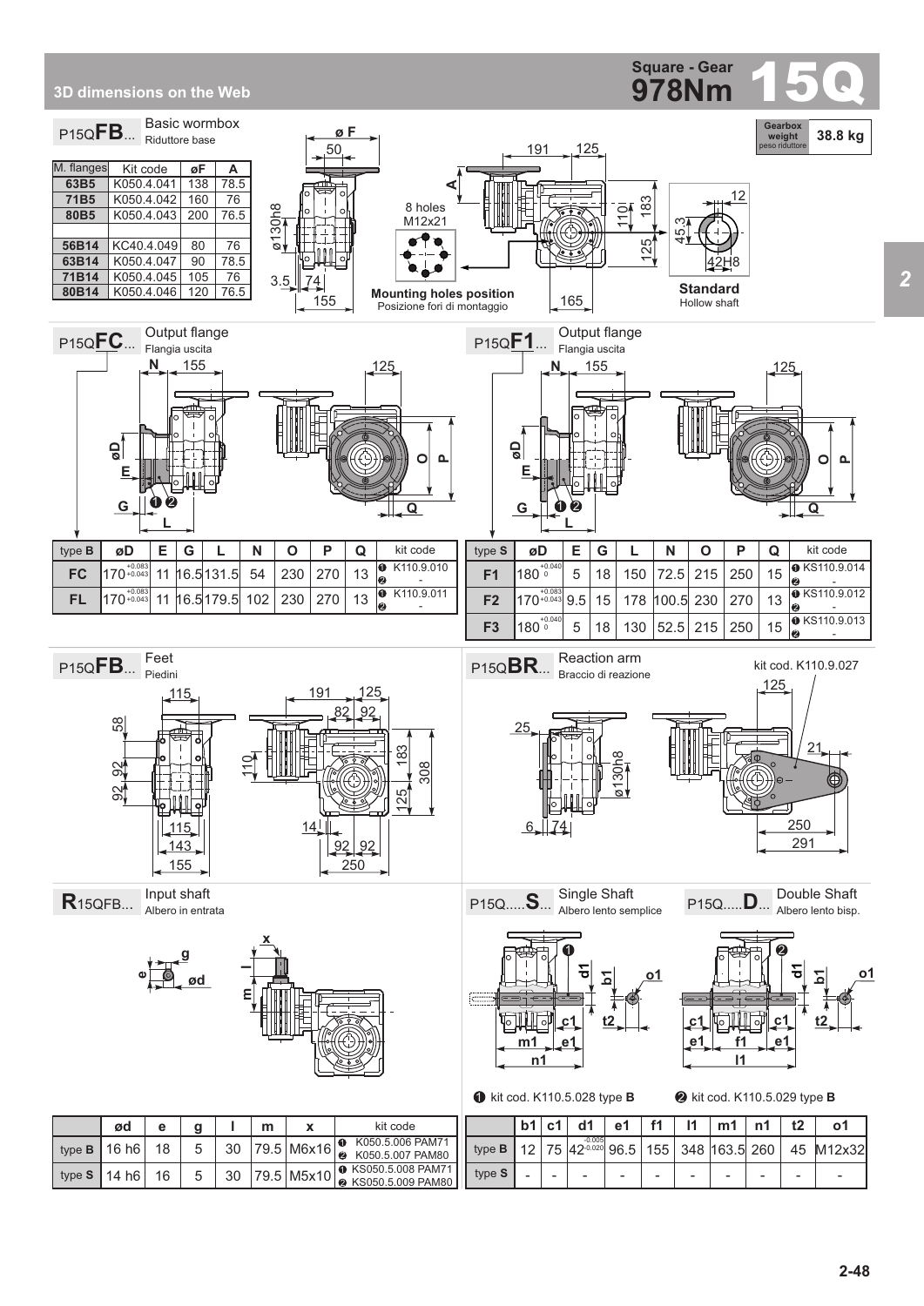# Square - Gear 978Nm 15Q

3D dimensions on the Web

Gearbox weight / peso riduttore: **38.8 kg**

## P15Q**FB**... Basic wormbox
Riduttore base

| M. flanges | Kit code | øF | A |
|---|---|---|---|
| **63B5** | K050.4.041 | 138 | 78.5 |
| **71B5** | K050.4.042 | 160 | 76 |
| **80B5** | K050.4.043 | 200 | 76.5 |
| | | | |
| **56B14** | KC40.4.049 | 80 | 76 |
| **63B14** | K050.4.047 | 90 | 78.5 |
| **71B14** | K050.4.045 | 105 | 76 |
| **80B14** | K050.4.046 | 120 | 76.5 |

ø F, 50, ø130h8, 3.5, 74, 155, A, 191, 125, 110, 183, 125, 165

8 holes M12x21

**Mounting holes position**
Posizione fori di montaggio

12, 45.3, 42H8

**Standard**
Hollow shaft

## P15Q**FC**... Output flange
Flangia uscita

N, 155, 125, øD, E, G, L, O, P, Q

| type **B** | øD | E | G | L | N | O | P | Q | kit code |
|---|---|---|---|---|---|---|---|---|---|
| **FC** | 170 $^{+0.083}_{+0.043}$ | 11 | 16.5 | 131.5 | 54 | 230 | 270 | 13 | ❶ K110.9.010 ❷ - |
| **FL** | 170 $^{+0.083}_{+0.043}$ | 11 | 16.5 | 179.5 | 102 | 230 | 270 | 13 | ❶ K110.9.011 ❷ - |

## P15Q**F1**... Output flange
Flangia uscita

N, 155, 125, øD, E, G, L, O, P, Q

| type **S** | øD | E | G | L | N | O | P | Q | kit code |
|---|---|---|---|---|---|---|---|---|---|
| **F1** | 180 $^{+0.040}_{0}$ | 5 | 18 | 150 | 72.5 | 215 | 250 | 15 | ❶ KS110.9.014 ❷ - |
| **F2** | 170 $^{+0.083}_{+0.043}$ | 9.5 | 15 | 178 | 100.5 | 230 | 270 | 13 | ❶ KS110.9.012 ❷ - |
| **F3** | 180 $^{+0.040}_{0}$ | 5 | 18 | 130 | 52.5 | 215 | 250 | 15 | ❶ KS110.9.013 ❷ - |

## P15Q**FB**... Feet
Piedini

115, 58, 92, 92, 115, 143, 155, 191, 125, 82, 92, 110, 183, 308, 125, 14, 92, 92, 250

## P15Q**BR**... Reaction arm
Braccio di reazione

kit cod. K110.9.027

25, ø130h8, 6, 74, 125, 21, 250, 291

## **R**15QFB... Input shaft
Albero in entrata

x, g, e, ød, l, m

| | ød | e | g | l | m | x | kit code |
|---|---|---|---|---|---|---|---|
| type **B** | 16 h6 | 18 | 5 | 30 | 79.5 | M6x16 | ❶ K050.5.006 PAM71 ❷ K050.5.007 PAM80 |
| type **S** | 14 h6 | 16 | 5 | 30 | 79.5 | M5x10 | ❶ KS050.5.008 PAM71 ❷ KS050.5.009 PAM80 |

## P15Q.....**S**... Single Shaft
Albero lento semplice

## P15Q.....**D**... Double Shaft
Albero lento bisp.

d1, b1, o1, c1, t2, m1, e1, n1, f1, l1

❶ kit cod. K110.5.028 type **B** ❷ kit cod. K110.5.029 type **B**

| | b1 | c1 | d1 | e1 | f1 | l1 | m1 | n1 | t2 | o1 |
|---|---|---|---|---|---|---|---|---|---|---|
| type **B** | 12 | 75 | 42 $^{-0.005}_{-0.020}$ | 96.5 | 155 | 348 | 163.5 | 260 | 45 | M12x32 |
| type **S** | - | - | - | - | - | - | - | - | - | - |